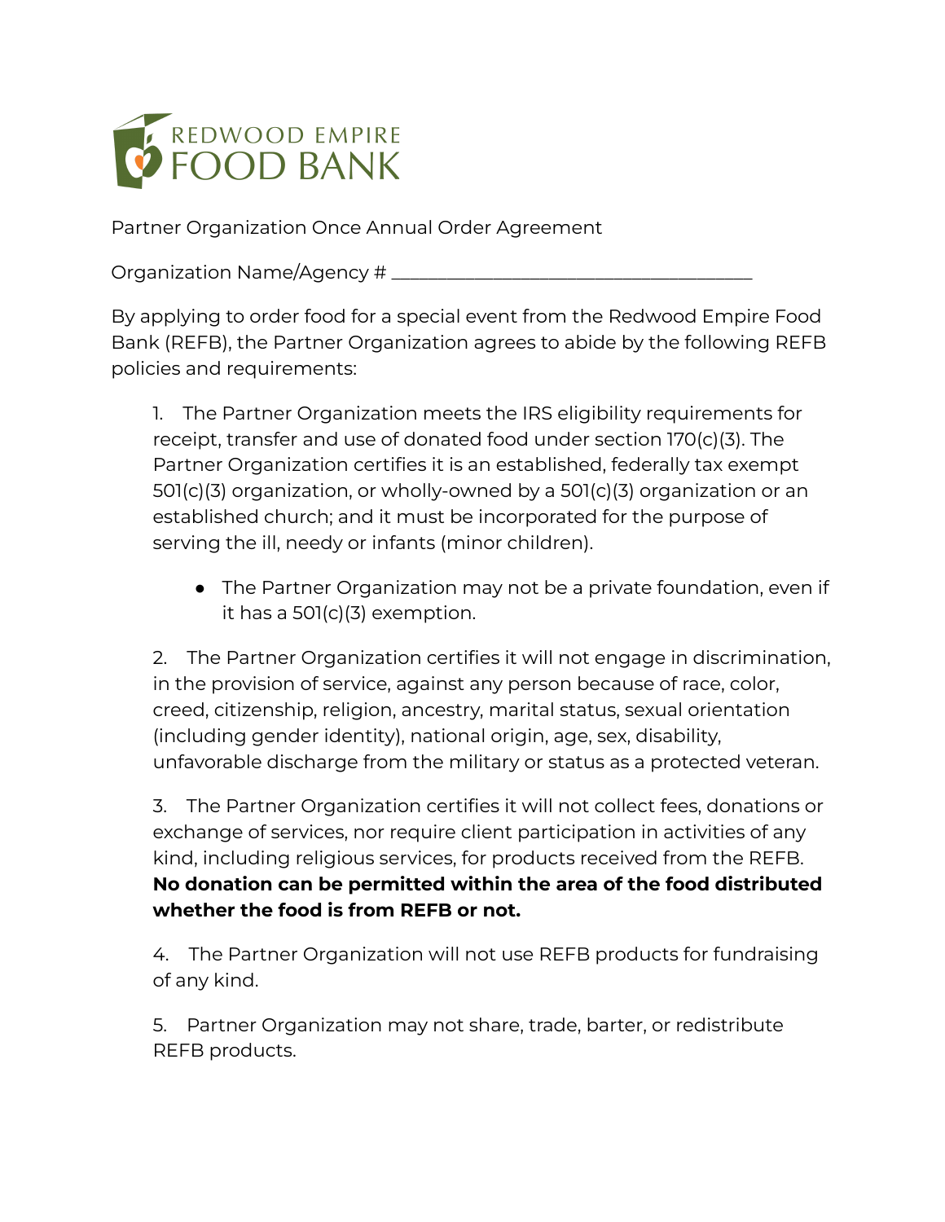REDWOOD EMPIRE FOOD BANK

Partner Organization Once Annual Order Agreement

Organization Name/Agency # ___________________________________

By applying to order food for a special event from the Redwood Empire Food Bank (REFB), the Partner Organization agrees to abide by the following REFB policies and requirements:

1. The Partner Organization meets the IRS eligibility requirements for receipt, transfer and use of donated food under section 170(c)(3). The Partner Organization certifies it is an established, federally tax exempt 501(c)(3) organization, or wholly-owned by a 501(c)(3) organization or an established church; and it must be incorporated for the purpose of serving the ill, needy or infants (minor children).

   - The Partner Organization may not be a private foundation, even if it has a 501(c)(3) exemption.

2. The Partner Organization certifies it will not engage in discrimination, in the provision of service, against any person because of race, color, creed, citizenship, religion, ancestry, marital status, sexual orientation (including gender identity), national origin, age, sex, disability, unfavorable discharge from the military or status as a protected veteran.

3. The Partner Organization certifies it will not collect fees, donations or exchange of services, nor require client participation in activities of any kind, including religious services, for products received from the REFB. **No donation can be permitted within the area of the food distributed whether the food is from REFB or not.**

4. The Partner Organization will not use REFB products for fundraising of any kind.

5. Partner Organization may not share, trade, barter, or redistribute REFB products.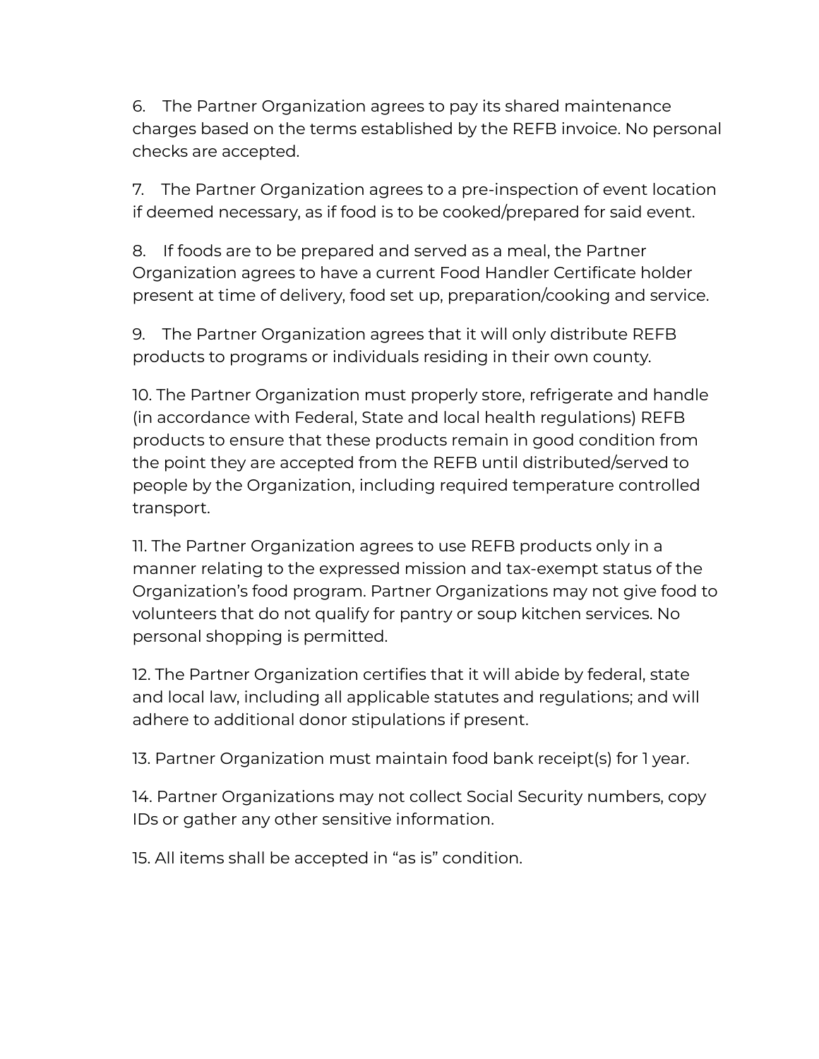6. The Partner Organization agrees to pay its shared maintenance charges based on the terms established by the REFB invoice. No personal checks are accepted.

7. The Partner Organization agrees to a pre-inspection of event location if deemed necessary, as if food is to be cooked/prepared for said event.

8. If foods are to be prepared and served as a meal, the Partner Organization agrees to have a current Food Handler Certificate holder present at time of delivery, food set up, preparation/cooking and service.

9. The Partner Organization agrees that it will only distribute REFB products to programs or individuals residing in their own county.

10. The Partner Organization must properly store, refrigerate and handle (in accordance with Federal, State and local health regulations) REFB products to ensure that these products remain in good condition from the point they are accepted from the REFB until distributed/served to people by the Organization, including required temperature controlled transport.

11. The Partner Organization agrees to use REFB products only in a manner relating to the expressed mission and tax-exempt status of the Organization's food program. Partner Organizations may not give food to volunteers that do not qualify for pantry or soup kitchen services. No personal shopping is permitted.

12. The Partner Organization certifies that it will abide by federal, state and local law, including all applicable statutes and regulations; and will adhere to additional donor stipulations if present.

13. Partner Organization must maintain food bank receipt(s) for 1 year.

14. Partner Organizations may not collect Social Security numbers, copy IDs or gather any other sensitive information.

15. All items shall be accepted in "as is" condition.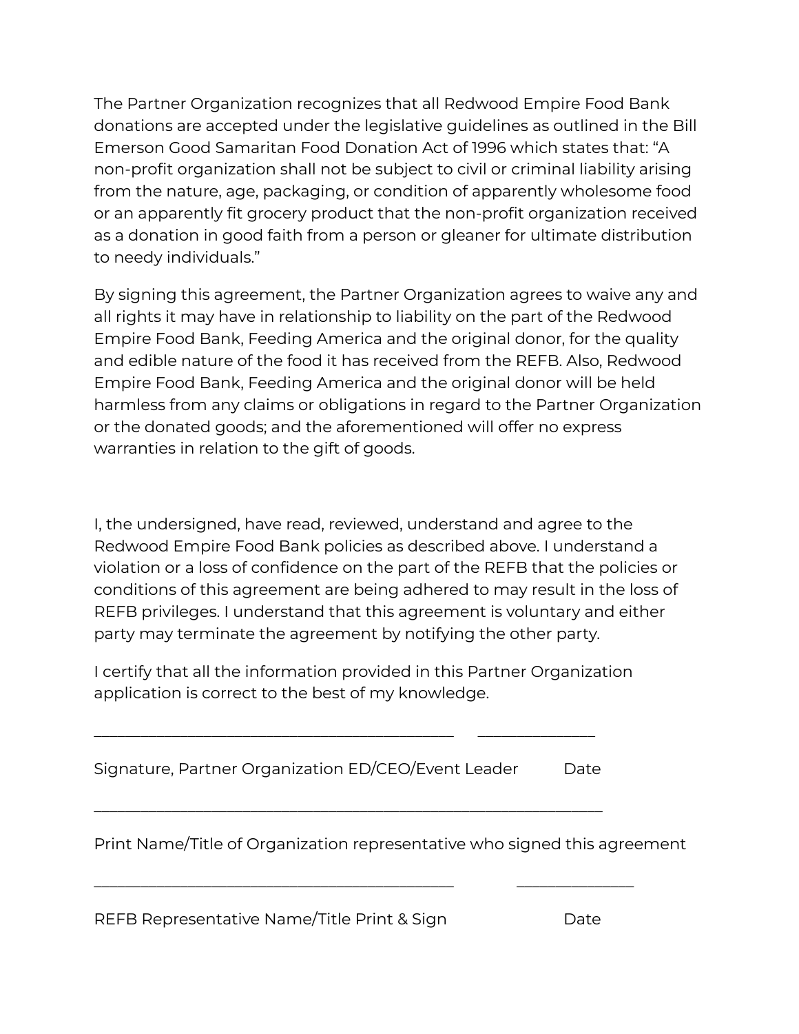The Partner Organization recognizes that all Redwood Empire Food Bank donations are accepted under the legislative guidelines as outlined in the Bill Emerson Good Samaritan Food Donation Act of 1996 which states that: "A non-profit organization shall not be subject to civil or criminal liability arising from the nature, age, packaging, or condition of apparently wholesome food or an apparently fit grocery product that the non-profit organization received as a donation in good faith from a person or gleaner for ultimate distribution to needy individuals."

By signing this agreement, the Partner Organization agrees to waive any and all rights it may have in relationship to liability on the part of the Redwood Empire Food Bank, Feeding America and the original donor, for the quality and edible nature of the food it has received from the REFB. Also, Redwood Empire Food Bank, Feeding America and the original donor will be held harmless from any claims or obligations in regard to the Partner Organization or the donated goods; and the aforementioned will offer no express warranties in relation to the gift of goods.

I, the undersigned, have read, reviewed, understand and agree to the Redwood Empire Food Bank policies as described above. I understand a violation or a loss of confidence on the part of the REFB that the policies or conditions of this agreement are being adhered to may result in the loss of REFB privileges. I understand that this agreement is voluntary and either party may terminate the agreement by notifying the other party.

I certify that all the information provided in this Partner Organization application is correct to the best of my knowledge.

_____________________________________________ _______________

Signature, Partner Organization ED/CEO/Event Leader Date

________________________________________________________________

Print Name/Title of Organization representative who signed this agreement

_____________________________________________ _______________

REFB Representative Name/Title Print & Sign Date